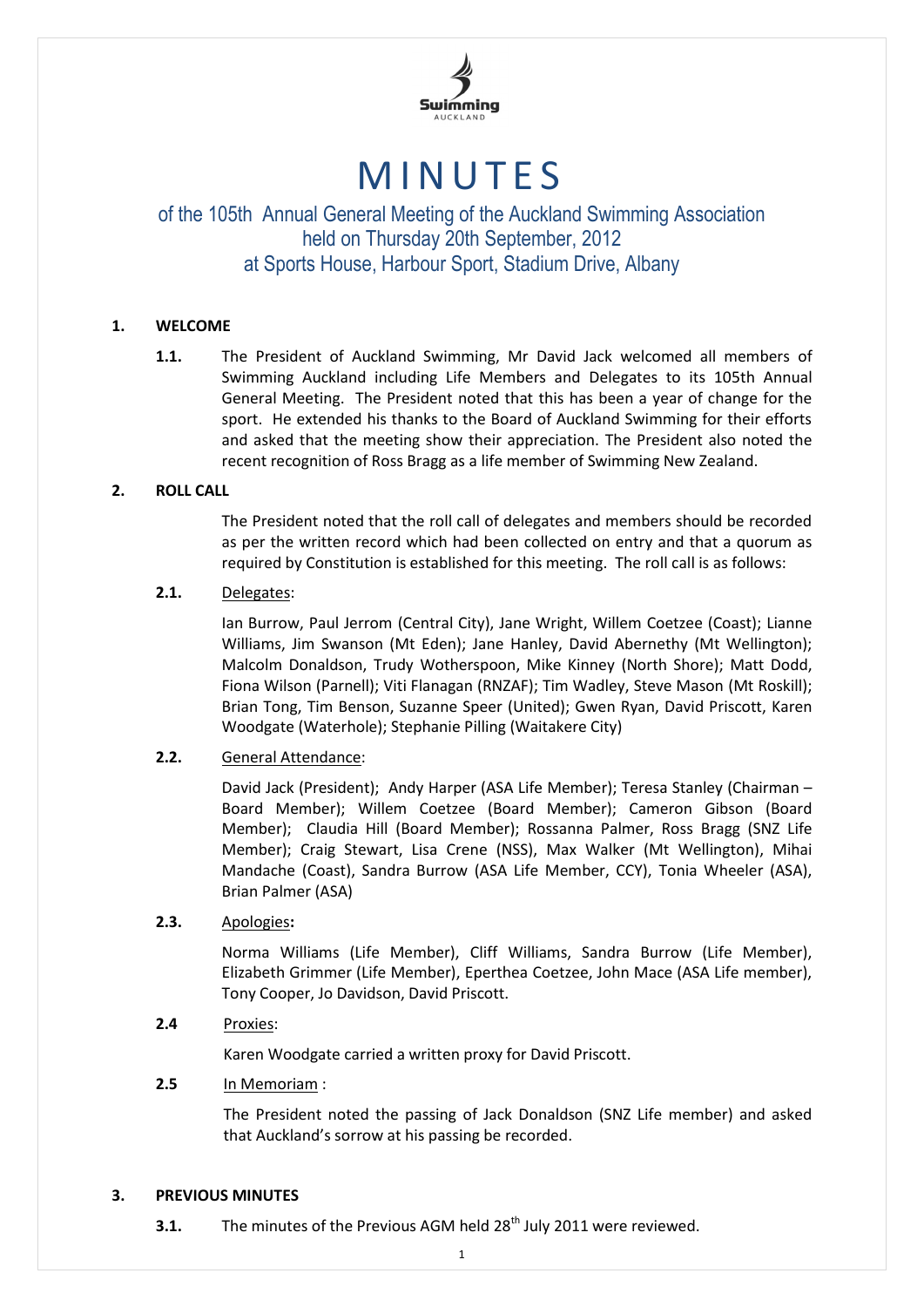# MINUTES

## of the 105th Annual General Meeting of the Auckland Swimming Association held on Thursday 20th September, 2012 at Sports House, Harbour Sport, Stadium Drive, Albany

### 1. WELCOME

**1.1.** The President of Auckland Swimming, Mr David Jack welcomed all members of Swimming Auckland including Life Members and Delegates to its 105th Annual General Meeting. The President noted that this has been a year of change for the sport. He extended his thanks to the Board of Auckland Swimming for their efforts and asked that the meeting show their appreciation. The President also noted the recent recognition of Ross Bragg as a life member of Swimming New Zealand.

### 2. ROLL CALL

The President noted that the roll call of delegates and members should be recorded as per the written record which had been collected on entry and that a quorum as required by Constitution is established for this meeting. The roll call is as follows:

**2.1.** Delegates:

Ian Burrow, Paul Jerrom (Central City), Jane Wright, Willem Coetzee (Coast); Lianne Williams, Jim Swanson (Mt Eden); Jane Hanley, David Abernethy (Mt Wellington); Malcolm Donaldson, Trudy Wotherspoon, Mike Kinney (North Shore); Matt Dodd, Fiona Wilson (Parnell); Viti Flanagan (RNZAF); Tim Wadley, Steve Mason (Mt Roskill); Brian Tong, Tim Benson, Suzanne Speer (United); Gwen Ryan, David Priscott, Karen Woodgate (Waterhole); Stephanie Pilling (Waitakere City)

**2.2.** General Attendance:

David Jack (President); Andy Harper (ASA Life Member); Teresa Stanley (Chairman – Board Member); Willem Coetzee (Board Member); Cameron Gibson (Board Member); Claudia Hill (Board Member); Rossanna Palmer, Ross Bragg (SNZ Life Member); Craig Stewart, Lisa Crene (NSS), Max Walker (Mt Wellington), Mihai Mandache (Coast), Sandra Burrow (ASA Life Member, CCY), Tonia Wheeler (ASA), Brian Palmer (ASA)

**2.3.** Apologies**:**

Norma Williams (Life Member), Cliff Williams, Sandra Burrow (Life Member), Elizabeth Grimmer (Life Member), Eperthea Coetzee, John Mace (ASA Life member), Tony Cooper, Jo Davidson, David Priscott.

**2.4** Proxies:

Karen Woodgate carried a written proxy for David Priscott.

**2.5** In Memoriam :

The President noted the passing of Jack Donaldson (SNZ Life member) and asked that Auckland's sorrow at his passing be recorded.

### 3. PREVIOUS MINUTES

**3.1.** The minutes of the Previous AGM held 28th July 2011 were reviewed.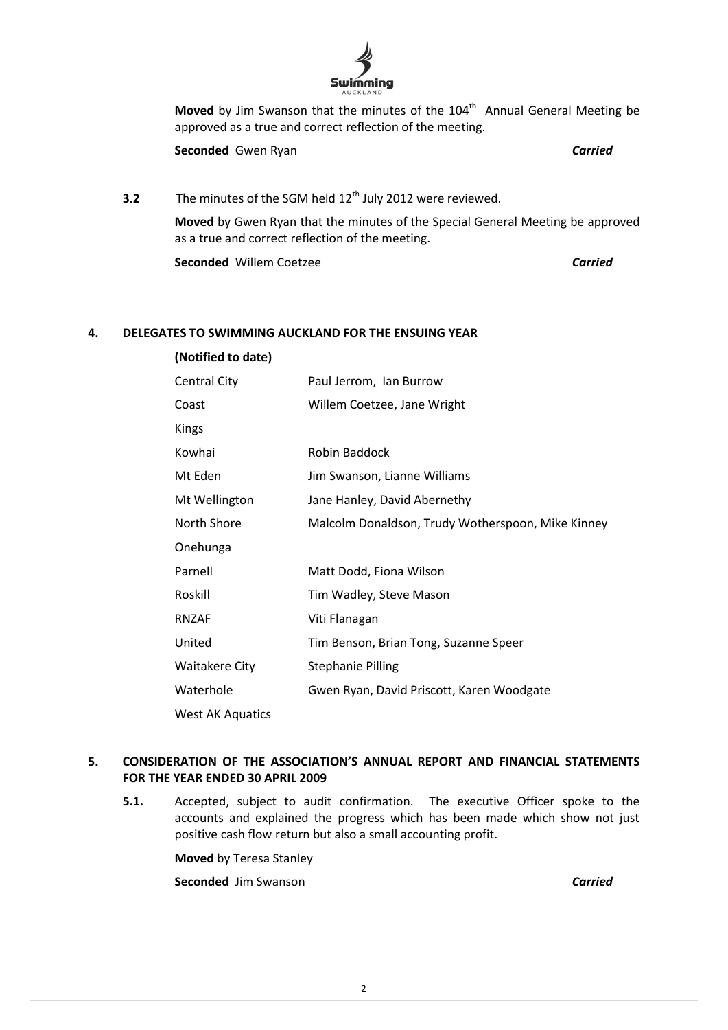**Moved** by Jim Swanson that the minutes of the 104th Annual General Meeting be approved as a true and correct reflection of the meeting.

**Seconded** Gwen Ryan ***Carried***

**3.2** The minutes of the SGM held 12th July 2012 were reviewed.

**Moved** by Gwen Ryan that the minutes of the Special General Meeting be approved as a true and correct reflection of the meeting.

**Seconded** Willem Coetzee ***Carried***

## 4. DELEGATES TO SWIMMING AUCKLAND FOR THE ENSUING YEAR

**(Notified to date)**

| | |
|---|---|
| Central City | Paul Jerrom, Ian Burrow |
| Coast | Willem Coetzee, Jane Wright |
| Kings | |
| Kowhai | Robin Baddock |
| Mt Eden | Jim Swanson, Lianne Williams |
| Mt Wellington | Jane Hanley, David Abernethy |
| North Shore | Malcolm Donaldson, Trudy Wotherspoon, Mike Kinney |
| Onehunga | |
| Parnell | Matt Dodd, Fiona Wilson |
| Roskill | Tim Wadley, Steve Mason |
| RNZAF | Viti Flanagan |
| United | Tim Benson, Brian Tong, Suzanne Speer |
| Waitakere City | Stephanie Pilling |
| Waterhole | Gwen Ryan, David Priscott, Karen Woodgate |
| West AK Aquatics | |

## 5. CONSIDERATION OF THE ASSOCIATION'S ANNUAL REPORT AND FINANCIAL STATEMENTS FOR THE YEAR ENDED 30 APRIL 2009

**5.1.** Accepted, subject to audit confirmation. The executive Officer spoke to the accounts and explained the progress which has been made which show not just positive cash flow return but also a small accounting profit.

**Moved** by Teresa Stanley

**Seconded** Jim Swanson ***Carried***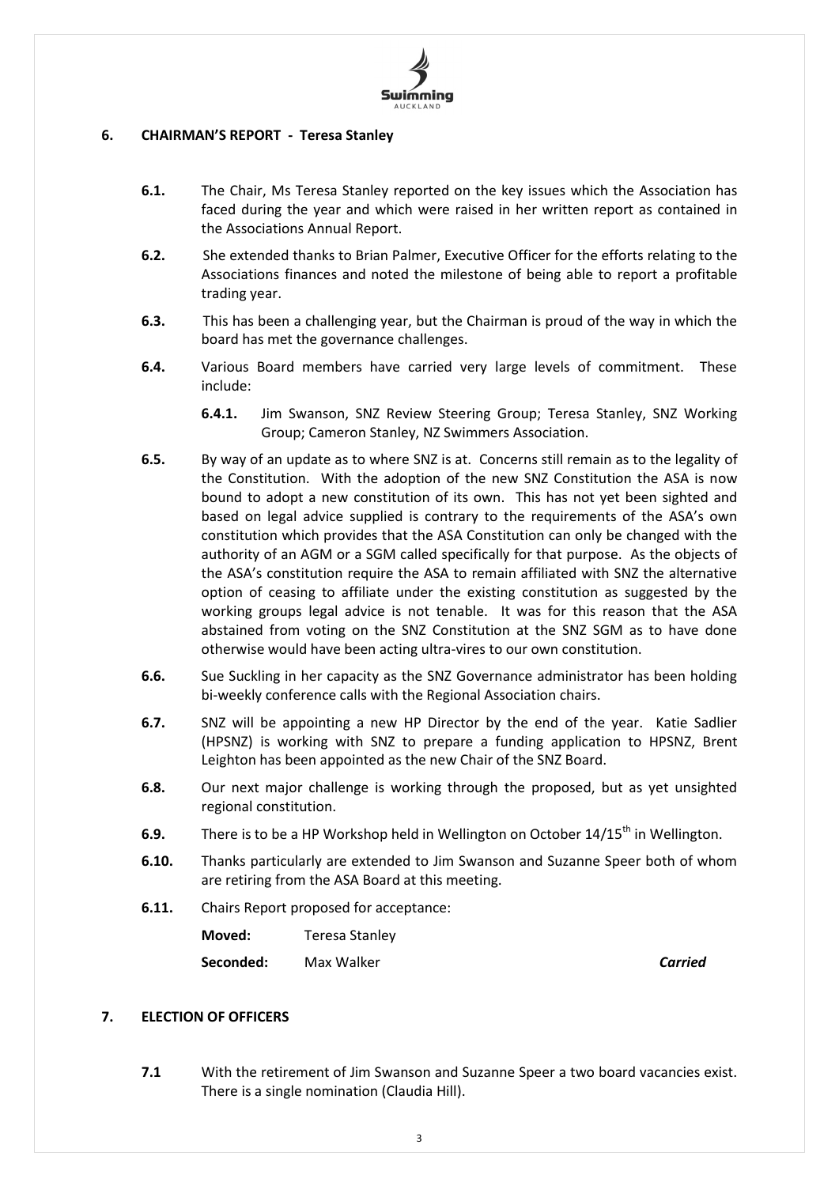## 6. CHAIRMAN'S REPORT - Teresa Stanley

**6.1.** The Chair, Ms Teresa Stanley reported on the key issues which the Association has faced during the year and which were raised in her written report as contained in the Associations Annual Report.

**6.2.** She extended thanks to Brian Palmer, Executive Officer for the efforts relating to the Associations finances and noted the milestone of being able to report a profitable trading year.

**6.3.** This has been a challenging year, but the Chairman is proud of the way in which the board has met the governance challenges.

**6.4.** Various Board members have carried very large levels of commitment. These include:

> **6.4.1.** Jim Swanson, SNZ Review Steering Group; Teresa Stanley, SNZ Working Group; Cameron Stanley, NZ Swimmers Association.

**6.5.** By way of an update as to where SNZ is at. Concerns still remain as to the legality of the Constitution. With the adoption of the new SNZ Constitution the ASA is now bound to adopt a new constitution of its own. This has not yet been sighted and based on legal advice supplied is contrary to the requirements of the ASA's own constitution which provides that the ASA Constitution can only be changed with the authority of an AGM or a SGM called specifically for that purpose. As the objects of the ASA's constitution require the ASA to remain affiliated with SNZ the alternative option of ceasing to affiliate under the existing constitution as suggested by the working groups legal advice is not tenable. It was for this reason that the ASA abstained from voting on the SNZ Constitution at the SNZ SGM as to have done otherwise would have been acting ultra-vires to our own constitution.

**6.6.** Sue Suckling in her capacity as the SNZ Governance administrator has been holding bi-weekly conference calls with the Regional Association chairs.

**6.7.** SNZ will be appointing a new HP Director by the end of the year. Katie Sadlier (HPSNZ) is working with SNZ to prepare a funding application to HPSNZ, Brent Leighton has been appointed as the new Chair of the SNZ Board.

**6.8.** Our next major challenge is working through the proposed, but as yet unsighted regional constitution.

**6.9.** There is to be a HP Workshop held in Wellington on October 14/15th in Wellington.

**6.10.** Thanks particularly are extended to Jim Swanson and Suzanne Speer both of whom are retiring from the ASA Board at this meeting.

**6.11.** Chairs Report proposed for acceptance:

**Moved:** Teresa Stanley

**Seconded:** Max Walker ***Carried***

## 7. ELECTION OF OFFICERS

**7.1** With the retirement of Jim Swanson and Suzanne Speer a two board vacancies exist. There is a single nomination (Claudia Hill).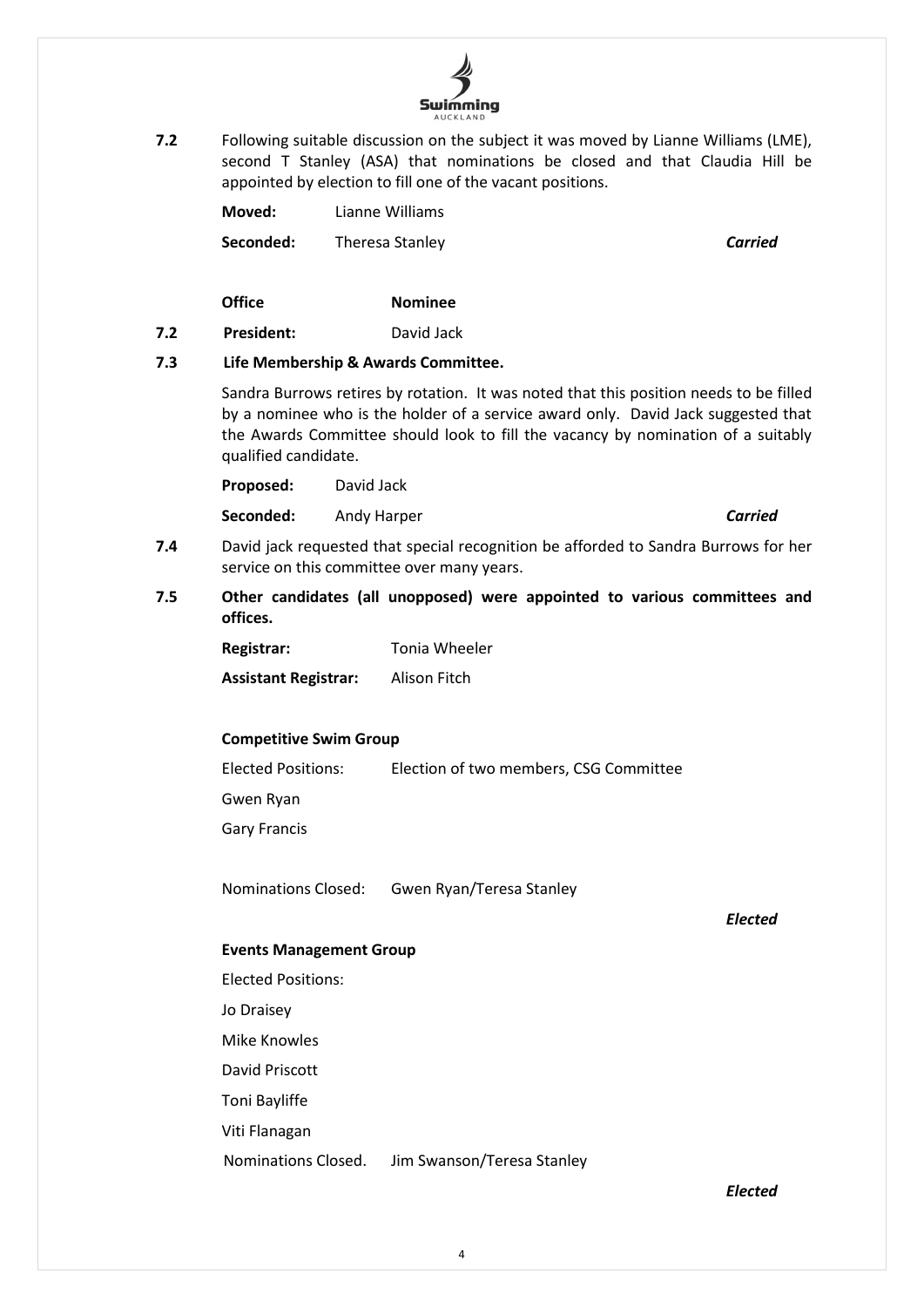**7.2** Following suitable discussion on the subject it was moved by Lianne Williams (LME), second T Stanley (ASA) that nominations be closed and that Claudia Hill be appointed by election to fill one of the vacant positions.

**Moved:** Lianne Williams

**Seconded:** Theresa Stanley ***Carried***

| **Office** | **Nominee** |
|---|---|
| **President:** | David Jack |

**7.2**

**7.3 Life Membership & Awards Committee.**

Sandra Burrows retires by rotation. It was noted that this position needs to be filled by a nominee who is the holder of a service award only. David Jack suggested that the Awards Committee should look to fill the vacancy by nomination of a suitably qualified candidate.

**Proposed:** David Jack

**Seconded:** Andy Harper ***Carried***

**7.4** David jack requested that special recognition be afforded to Sandra Burrows for her service on this committee over many years.

**7.5 Other candidates (all unopposed) were appointed to various committees and offices.**

**Registrar:** Tonia Wheeler

**Assistant Registrar:** Alison Fitch

**Competitive Swim Group**

Elected Positions: Election of two members, CSG Committee

Gwen Ryan

Gary Francis

Nominations Closed: Gwen Ryan/Teresa Stanley

***Elected***

**Events Management Group**

Elected Positions:

Jo Draisey

Mike Knowles

David Priscott

Toni Bayliffe

Viti Flanagan

Nominations Closed. Jim Swanson/Teresa Stanley

***Elected***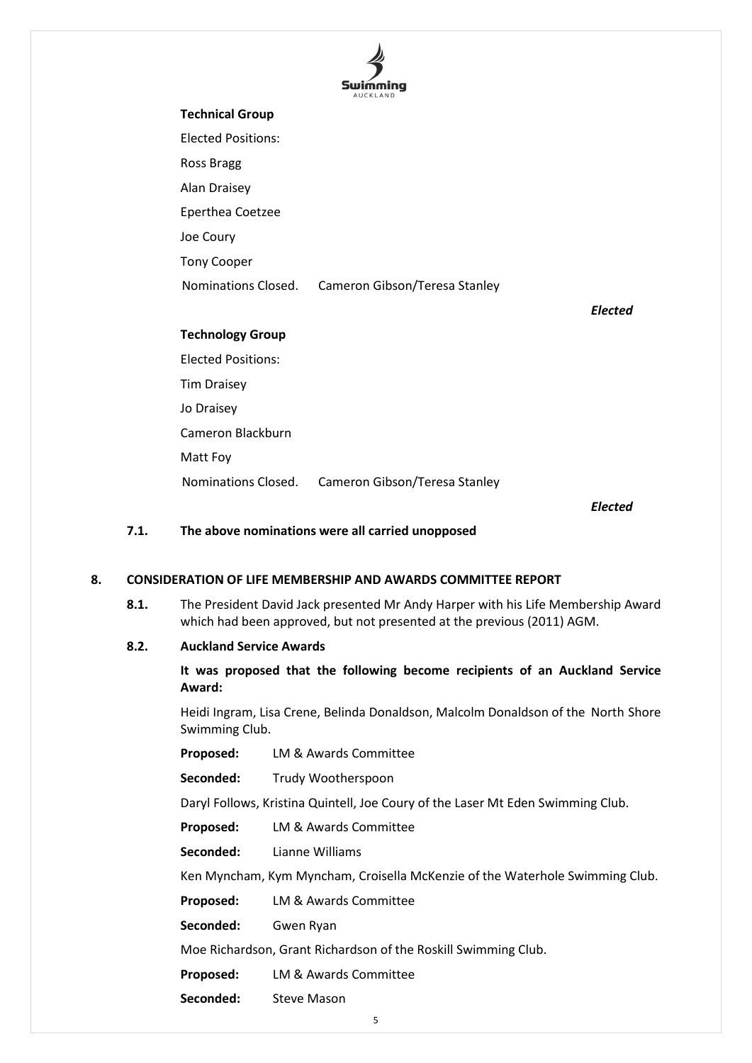**Technical Group**

Elected Positions:

Ross Bragg

Alan Draisey

Eperthea Coetzee

Joe Coury

Tony Cooper

Nominations Closed. Cameron Gibson/Teresa Stanley

***Elected***

**Technology Group**

Elected Positions:

Tim Draisey

Jo Draisey

Cameron Blackburn

Matt Foy

Nominations Closed. Cameron Gibson/Teresa Stanley

***Elected***

**7.1. The above nominations were all carried unopposed**

## 8. CONSIDERATION OF LIFE MEMBERSHIP AND AWARDS COMMITTEE REPORT

**8.1.** The President David Jack presented Mr Andy Harper with his Life Membership Award which had been approved, but not presented at the previous (2011) AGM.

**8.2. Auckland Service Awards**

**It was proposed that the following become recipients of an Auckland Service Award:**

Heidi Ingram, Lisa Crene, Belinda Donaldson, Malcolm Donaldson of the North Shore Swimming Club.

**Proposed:** LM & Awards Committee

**Seconded:** Trudy Wootherspoon

Daryl Follows, Kristina Quintell, Joe Coury of the Laser Mt Eden Swimming Club.

**Proposed:** LM & Awards Committee

**Seconded:** Lianne Williams

Ken Myncham, Kym Myncham, Croisella McKenzie of the Waterhole Swimming Club.

**Proposed:** LM & Awards Committee

**Seconded:** Gwen Ryan

Moe Richardson, Grant Richardson of the Roskill Swimming Club.

**Proposed:** LM & Awards Committee

**Seconded:** Steve Mason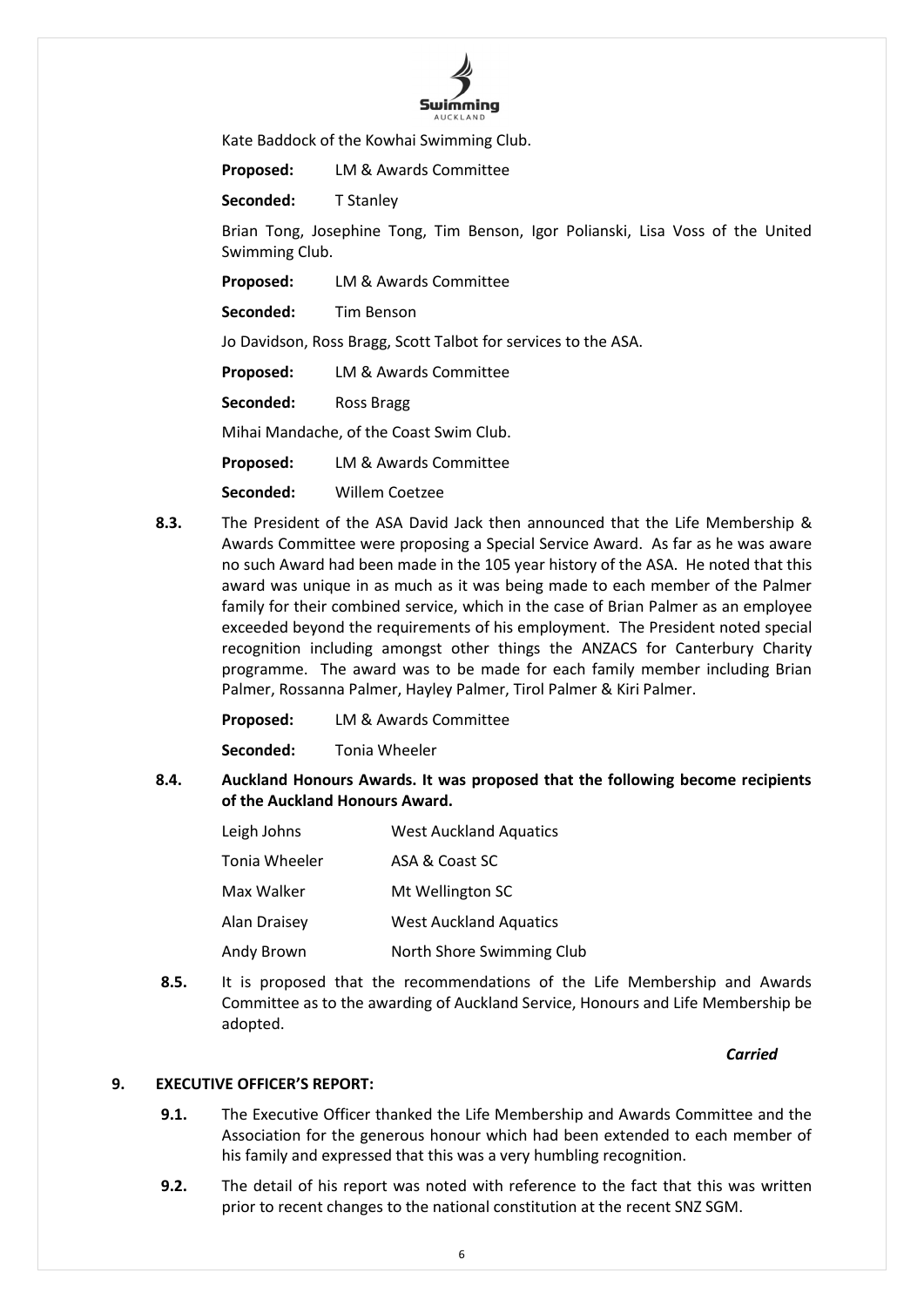Kate Baddock of the Kowhai Swimming Club.

**Proposed:** LM & Awards Committee

**Seconded:** T Stanley

Brian Tong, Josephine Tong, Tim Benson, Igor Polianski, Lisa Voss of the United Swimming Club.

**Proposed:** LM & Awards Committee

**Seconded:** Tim Benson

Jo Davidson, Ross Bragg, Scott Talbot for services to the ASA.

**Proposed:** LM & Awards Committee

**Seconded:** Ross Bragg

Mihai Mandache, of the Coast Swim Club.

**Proposed:** LM & Awards Committee

**Seconded:** Willem Coetzee

**8.3.** The President of the ASA David Jack then announced that the Life Membership & Awards Committee were proposing a Special Service Award. As far as he was aware no such Award had been made in the 105 year history of the ASA. He noted that this award was unique in as much as it was being made to each member of the Palmer family for their combined service, which in the case of Brian Palmer as an employee exceeded beyond the requirements of his employment. The President noted special recognition including amongst other things the ANZACS for Canterbury Charity programme. The award was to be made for each family member including Brian Palmer, Rossanna Palmer, Hayley Palmer, Tirol Palmer & Kiri Palmer.

**Proposed:** LM & Awards Committee

**Seconded:** Tonia Wheeler

**8.4. Auckland Honours Awards. It was proposed that the following become recipients of the Auckland Honours Award.**

| | |
|---|---|
| Leigh Johns | West Auckland Aquatics |
| Tonia Wheeler | ASA & Coast SC |
| Max Walker | Mt Wellington SC |
| Alan Draisey | West Auckland Aquatics |
| Andy Brown | North Shore Swimming Club |

**8.5.** It is proposed that the recommendations of the Life Membership and Awards Committee as to the awarding of Auckland Service, Honours and Life Membership be adopted.

***Carried***

## 9. EXECUTIVE OFFICER'S REPORT:

**9.1.** The Executive Officer thanked the Life Membership and Awards Committee and the Association for the generous honour which had been extended to each member of his family and expressed that this was a very humbling recognition.

**9.2.** The detail of his report was noted with reference to the fact that this was written prior to recent changes to the national constitution at the recent SNZ SGM.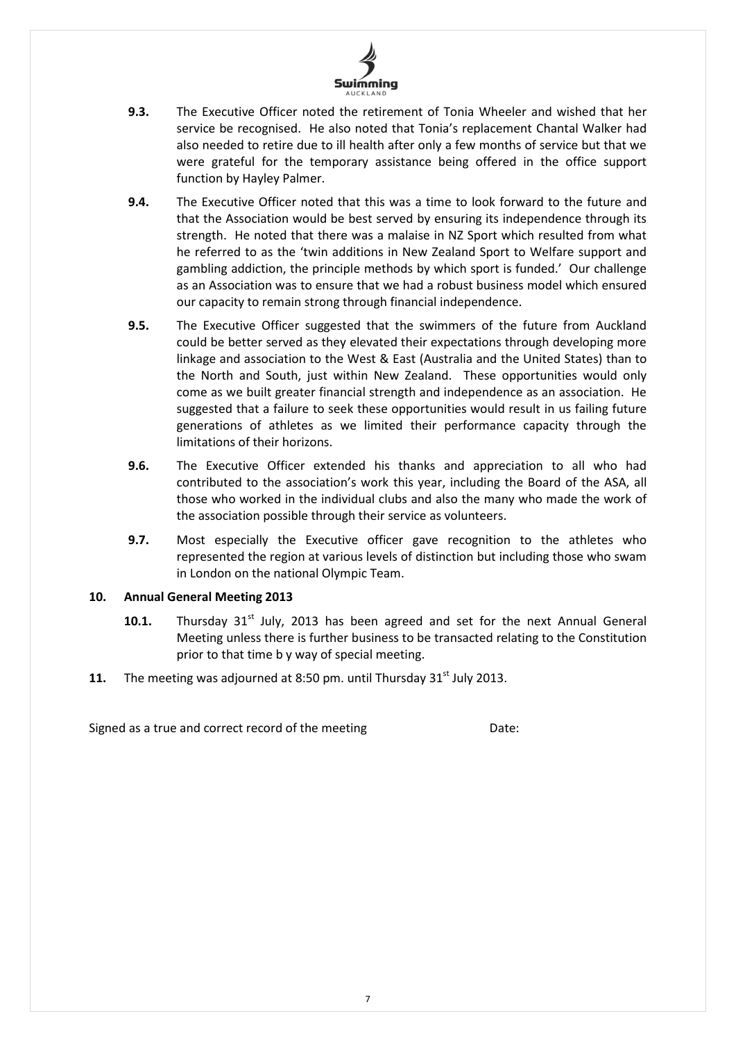**9.3.** The Executive Officer noted the retirement of Tonia Wheeler and wished that her service be recognised. He also noted that Tonia's replacement Chantal Walker had also needed to retire due to ill health after only a few months of service but that we were grateful for the temporary assistance being offered in the office support function by Hayley Palmer.

**9.4.** The Executive Officer noted that this was a time to look forward to the future and that the Association would be best served by ensuring its independence through its strength. He noted that there was a malaise in NZ Sport which resulted from what he referred to as the 'twin additions in New Zealand Sport to Welfare support and gambling addiction, the principle methods by which sport is funded.' Our challenge as an Association was to ensure that we had a robust business model which ensured our capacity to remain strong through financial independence.

**9.5.** The Executive Officer suggested that the swimmers of the future from Auckland could be better served as they elevated their expectations through developing more linkage and association to the West & East (Australia and the United States) than to the North and South, just within New Zealand. These opportunities would only come as we built greater financial strength and independence as an association. He suggested that a failure to seek these opportunities would result in us failing future generations of athletes as we limited their performance capacity through the limitations of their horizons.

**9.6.** The Executive Officer extended his thanks and appreciation to all who had contributed to the association's work this year, including the Board of the ASA, all those who worked in the individual clubs and also the many who made the work of the association possible through their service as volunteers.

**9.7.** Most especially the Executive officer gave recognition to the athletes who represented the region at various levels of distinction but including those who swam in London on the national Olympic Team.

**10. Annual General Meeting 2013**

**10.1.** Thursday 31st July, 2013 has been agreed and set for the next Annual General Meeting unless there is further business to be transacted relating to the Constitution prior to that time b y way of special meeting.

**11.** The meeting was adjourned at 8:50 pm. until Thursday 31st July 2013.

Signed as a true and correct record of the meeting Date: